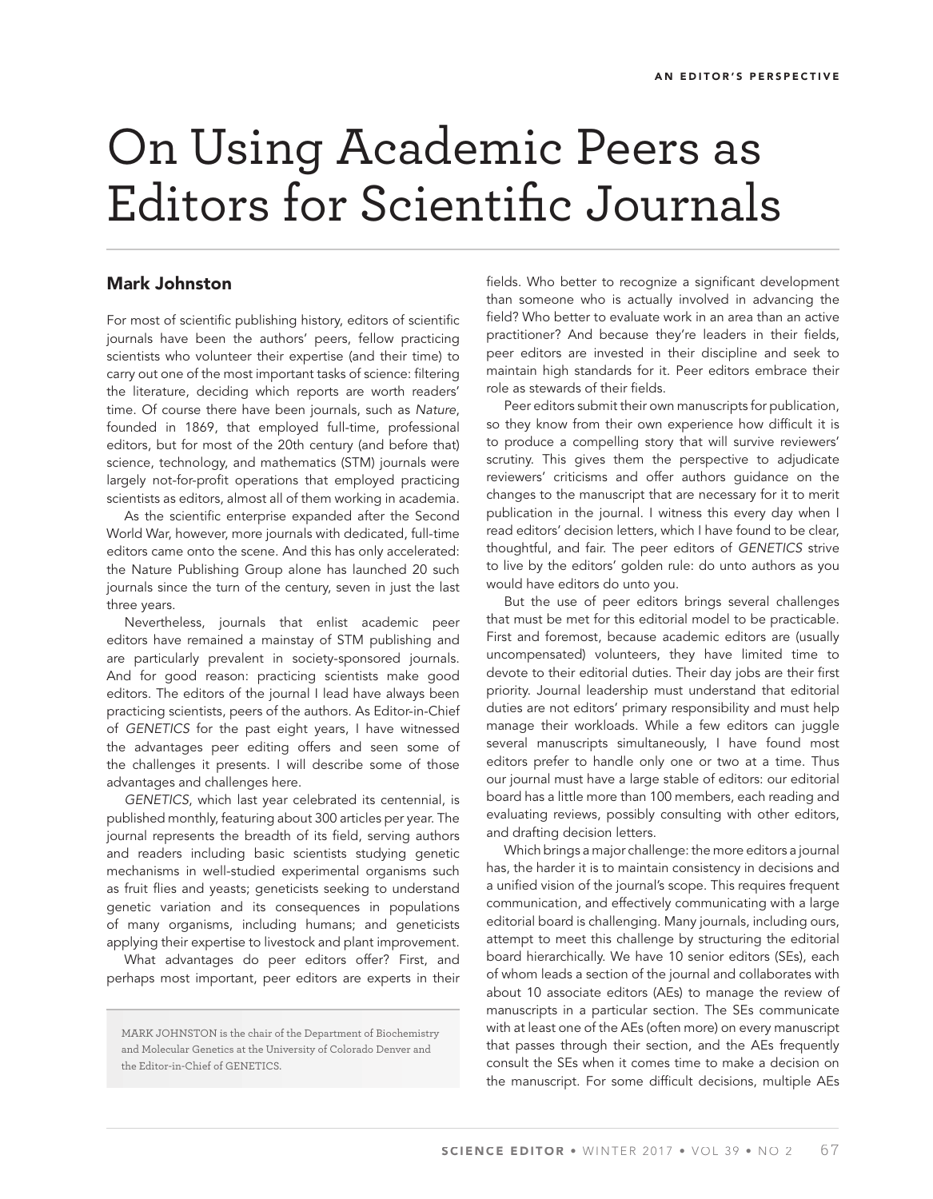AN EDITOR'S PERSPECTIVE

# On Using Academic Peers as Editors for Scientific Journals

## Mark Johnston

For most of scientific publishing history, editors of scientific journals have been the authors' peers, fellow practicing scientists who volunteer their expertise (and their time) to carry out one of the most important tasks of science: filtering the literature, deciding which reports are worth readers' time. Of course there have been journals, such as *Nature*, founded in 1869, that employed full-time, professional editors, but for most of the 20th century (and before that) science, technology, and mathematics (STM) journals were largely not-for-profit operations that employed practicing scientists as editors, almost all of them working in academia.

As the scientific enterprise expanded after the Second World War, however, more journals with dedicated, full-time editors came onto the scene. And this has only accelerated: the Nature Publishing Group alone has launched 20 such journals since the turn of the century, seven in just the last three years.

Nevertheless, journals that enlist academic peer editors have remained a mainstay of STM publishing and are particularly prevalent in society-sponsored journals. And for good reason: practicing scientists make good editors. The editors of the journal I lead have always been practicing scientists, peers of the authors. As Editor-in-Chief of *GENETICS* for the past eight years, I have witnessed the advantages peer editing offers and seen some of the challenges it presents. I will describe some of those advantages and challenges here.

*GENETICS*, which last year celebrated its centennial, is published monthly, featuring about 300 articles per year. The journal represents the breadth of its field, serving authors and readers including basic scientists studying genetic mechanisms in well-studied experimental organisms such as fruit flies and yeasts; geneticists seeking to understand genetic variation and its consequences in populations of many organisms, including humans; and geneticists applying their expertise to livestock and plant improvement.

What advantages do peer editors offer? First, and perhaps most important, peer editors are experts in their fields. Who better to recognize a significant development than someone who is actually involved in advancing the field? Who better to evaluate work in an area than an active practitioner? And because they're leaders in their fields, peer editors are invested in their discipline and seek to maintain high standards for it. Peer editors embrace their role as stewards of their fields.

Peer editors submit their own manuscripts for publication, so they know from their own experience how difficult it is to produce a compelling story that will survive reviewers' scrutiny. This gives them the perspective to adjudicate reviewers' criticisms and offer authors guidance on the changes to the manuscript that are necessary for it to merit publication in the journal. I witness this every day when I read editors' decision letters, which I have found to be clear, thoughtful, and fair. The peer editors of *GENETICS* strive to live by the editors' golden rule: do unto authors as you would have editors do unto you.

But the use of peer editors brings several challenges that must be met for this editorial model to be practicable. First and foremost, because academic editors are (usually uncompensated) volunteers, they have limited time to devote to their editorial duties. Their day jobs are their first priority. Journal leadership must understand that editorial duties are not editors' primary responsibility and must help manage their workloads. While a few editors can juggle several manuscripts simultaneously, I have found most editors prefer to handle only one or two at a time. Thus our journal must have a large stable of editors: our editorial board has a little more than 100 members, each reading and evaluating reviews, possibly consulting with other editors, and drafting decision letters.

Which brings a major challenge: the more editors a journal has, the harder it is to maintain consistency in decisions and a unified vision of the journal's scope. This requires frequent communication, and effectively communicating with a large editorial board is challenging. Many journals, including ours, attempt to meet this challenge by structuring the editorial board hierarchically. We have 10 senior editors (SEs), each of whom leads a section of the journal and collaborates with about 10 associate editors (AEs) to manage the review of manuscripts in a particular section. The SEs communicate with at least one of the AEs (often more) on every manuscript that passes through their section, and the AEs frequently consult the SEs when it comes time to make a decision on the manuscript. For some difficult decisions, multiple AEs

MARK JOHNSTON is the chair of the Department of Biochemistry and Molecular Genetics at the University of Colorado Denver and the Editor-in-Chief of GENETICS.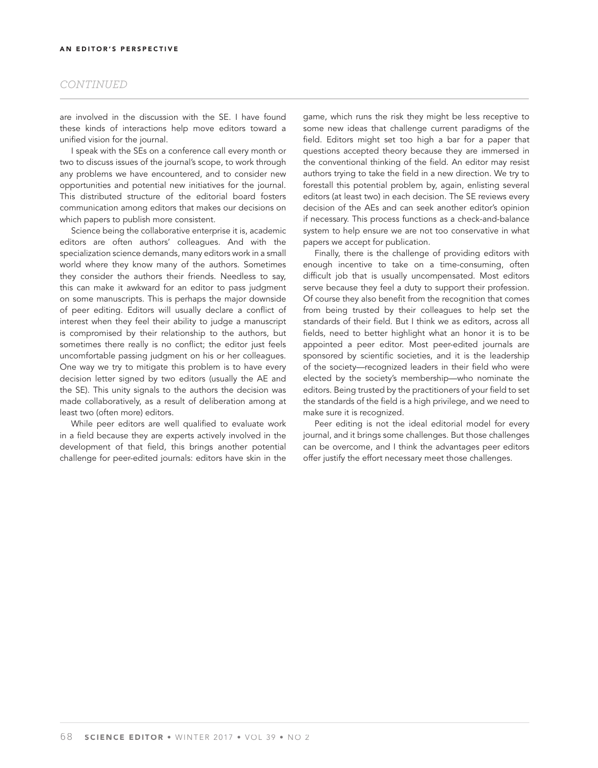are involved in the discussion with the SE. I have found these kinds of interactions help move editors toward a unified vision for the journal.

I speak with the SEs on a conference call every month or two to discuss issues of the journal's scope, to work through any problems we have encountered, and to consider new opportunities and potential new initiatives for the journal. This distributed structure of the editorial board fosters communication among editors that makes our decisions on which papers to publish more consistent.

Science being the collaborative enterprise it is, academic editors are often authors' colleagues. And with the specialization science demands, many editors work in a small world where they know many of the authors. Sometimes they consider the authors their friends. Needless to say, this can make it awkward for an editor to pass judgment on some manuscripts. This is perhaps the major downside of peer editing. Editors will usually declare a conflict of interest when they feel their ability to judge a manuscript is compromised by their relationship to the authors, but sometimes there really is no conflict; the editor just feels uncomfortable passing judgment on his or her colleagues. One way we try to mitigate this problem is to have every decision letter signed by two editors (usually the AE and the SE). This unity signals to the authors the decision was made collaboratively, as a result of deliberation among at least two (often more) editors.

While peer editors are well qualified to evaluate work in a field because they are experts actively involved in the development of that field, this brings another potential challenge for peer-edited journals: editors have skin in the game, which runs the risk they might be less receptive to some new ideas that challenge current paradigms of the field. Editors might set too high a bar for a paper that questions accepted theory because they are immersed in the conventional thinking of the field. An editor may resist authors trying to take the field in a new direction. We try to forestall this potential problem by, again, enlisting several editors (at least two) in each decision. The SE reviews every decision of the AEs and can seek another editor's opinion if necessary. This process functions as a check-and-balance system to help ensure we are not too conservative in what papers we accept for publication.

Finally, there is the challenge of providing editors with enough incentive to take on a time-consuming, often difficult job that is usually uncompensated. Most editors serve because they feel a duty to support their profession. Of course they also benefit from the recognition that comes from being trusted by their colleagues to help set the standards of their field. But I think we as editors, across all fields, need to better highlight what an honor it is to be appointed a peer editor. Most peer-edited journals are sponsored by scientific societies, and it is the leadership of the society—recognized leaders in their field who were elected by the society's membership—who nominate the editors. Being trusted by the practitioners of your field to set the standards of the field is a high privilege, and we need to make sure it is recognized.

Peer editing is not the ideal editorial model for every journal, and it brings some challenges. But those challenges can be overcome, and I think the advantages peer editors offer justify the effort necessary meet those challenges.